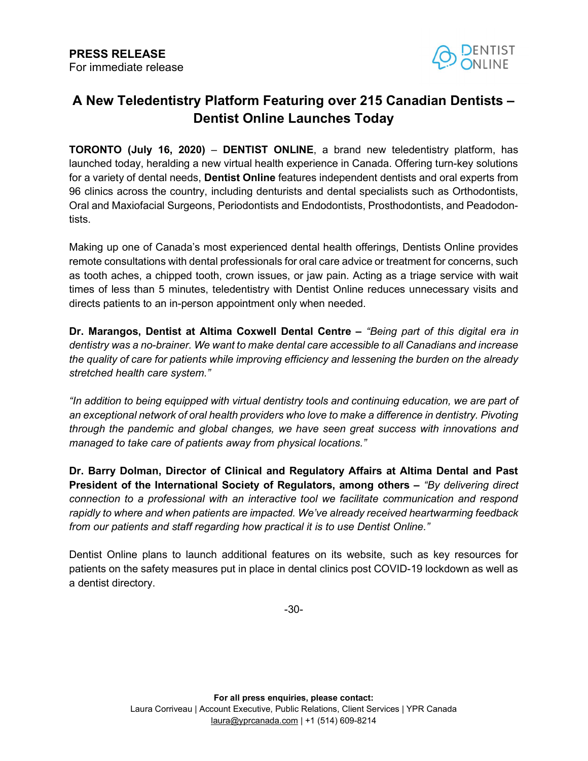**PRESS RELEASE**
For immediate release

DENTIST ONLINE

# A New Teledentistry Platform Featuring over 215 Canadian Dentists – Dentist Online Launches Today

**TORONTO (July 16, 2020)** – **DENTIST ONLINE**, a brand new teledentistry platform, has launched today, heralding a new virtual health experience in Canada. Offering turn-key solutions for a variety of dental needs, **Dentist Online** features independent dentists and oral experts from 96 clinics across the country, including denturists and dental specialists such as Orthodontists, Oral and Maxiofacial Surgeons, Periodontists and Endodontists, Prosthodontists, and Peadodontists.

Making up one of Canada's most experienced dental health offerings, Dentists Online provides remote consultations with dental professionals for oral care advice or treatment for concerns, such as tooth aches, a chipped tooth, crown issues, or jaw pain. Acting as a triage service with wait times of less than 5 minutes, teledentistry with Dentist Online reduces unnecessary visits and directs patients to an in-person appointment only when needed.

**Dr. Marangos, Dentist at Altima Coxwell Dental Centre –** *"Being part of this digital era in dentistry was a no-brainer. We want to make dental care accessible to all Canadians and increase the quality of care for patients while improving efficiency and lessening the burden on the already stretched health care system."*

*"In addition to being equipped with virtual dentistry tools and continuing education, we are part of an exceptional network of oral health providers who love to make a difference in dentistry. Pivoting through the pandemic and global changes, we have seen great success with innovations and managed to take care of patients away from physical locations."*

**Dr. Barry Dolman, Director of Clinical and Regulatory Affairs at Altima Dental and Past President of the International Society of Regulators, among others –** *"By delivering direct connection to a professional with an interactive tool we facilitate communication and respond rapidly to where and when patients are impacted. We've already received heartwarming feedback from our patients and staff regarding how practical it is to use Dentist Online."*

Dentist Online plans to launch additional features on its website, such as key resources for patients on the safety measures put in place in dental clinics post COVID-19 lockdown as well as a dentist directory.

-30-

**For all press enquiries, please contact:**
Laura Corriveau | Account Executive, Public Relations, Client Services | YPR Canada
laura@yprcanada.com | +1 (514) 609-8214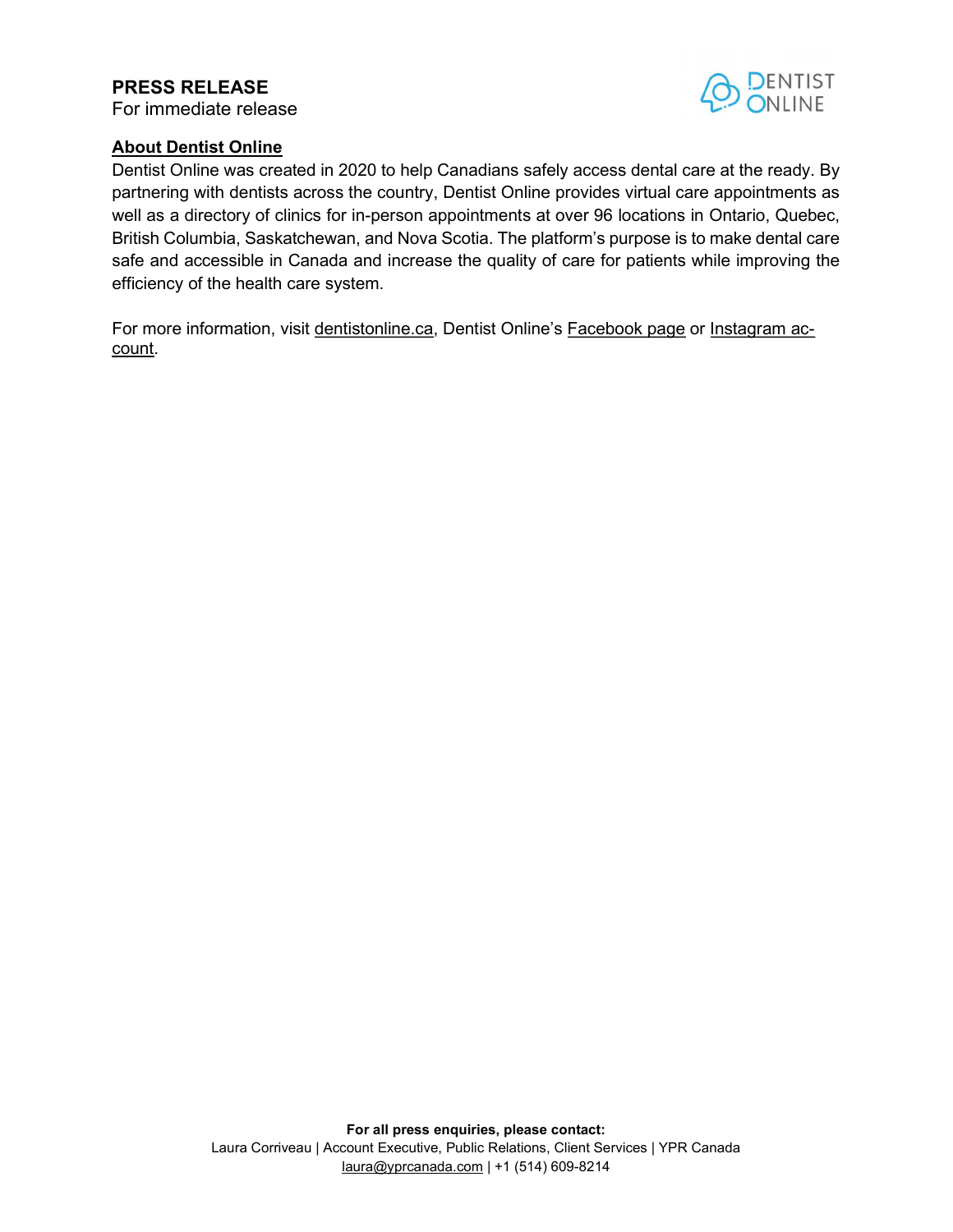**PRESS RELEASE**
For immediate release

## About Dentist Online

Dentist Online was created in 2020 to help Canadians safely access dental care at the ready. By partnering with dentists across the country, Dentist Online provides virtual care appointments as well as a directory of clinics for in-person appointments at over 96 locations in Ontario, Quebec, British Columbia, Saskatchewan, and Nova Scotia. The platform's purpose is to make dental care safe and accessible in Canada and increase the quality of care for patients while improving the efficiency of the health care system.

For more information, visit dentistonline.ca, Dentist Online's Facebook page or Instagram account.

**For all press enquiries, please contact:**
Laura Corriveau | Account Executive, Public Relations, Client Services | YPR Canada
laura@yprcanada.com | +1 (514) 609-8214